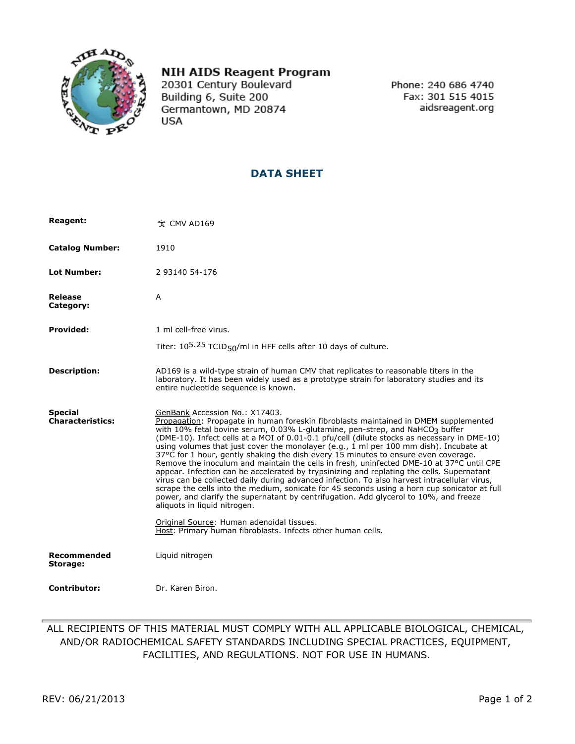**NIH AIDS Reagent Program**
20301 Century Boulevard
Building 6, Suite 200
Germantown, MD 20874
USA

Phone: 240 686 4740
Fax: 301 515 4015
aidsreagent.org

## DATA SHEET

**Reagent:** CMV AD169

**Catalog Number:** 1910

**Lot Number:** 2 93140 54-176

**Release Category:** A

**Provided:** 1 ml cell-free virus.

Titer: $10^{5.25}$ $TCID_{50}$/ml in HFF cells after 10 days of culture.

**Description:** AD169 is a wild-type strain of human CMV that replicates to reasonable titers in the laboratory. It has been widely used as a prototype strain for laboratory studies and its entire nucleotide sequence is known.

**Special Characteristics:** GenBank Accession No.: X17403.
Propagation: Propagate in human foreskin fibroblasts maintained in DMEM supplemented with 10% fetal bovine serum, 0.03% L-glutamine, pen-strep, and $NaHCO_3$ buffer (DME-10). Infect cells at a MOI of 0.01-0.1 pfu/cell (dilute stocks as necessary in DME-10) using volumes that just cover the monolayer (e.g., 1 ml per 100 mm dish). Incubate at 37°C for 1 hour, gently shaking the dish every 15 minutes to ensure even coverage. Remove the inoculum and maintain the cells in fresh, uninfected DME-10 at 37°C until CPE appear. Infection can be accelerated by trypsinizing and replating the cells. Supernatant virus can be collected daily during advanced infection. To also harvest intracellular virus, scrape the cells into the medium, sonicate for 45 seconds using a horn cup sonicator at full power, and clarify the supernatant by centrifugation. Add glycerol to 10%, and freeze aliquots in liquid nitrogen.

Original Source: Human adenoidal tissues.
Host: Primary human fibroblasts. Infects other human cells.

**Recommended Storage:** Liquid nitrogen

**Contributor:** Dr. Karen Biron.

---

ALL RECIPIENTS OF THIS MATERIAL MUST COMPLY WITH ALL APPLICABLE BIOLOGICAL, CHEMICAL, AND/OR RADIOCHEMICAL SAFETY STANDARDS INCLUDING SPECIAL PRACTICES, EQUIPMENT, FACILITIES, AND REGULATIONS. NOT FOR USE IN HUMANS.

REV: 06/21/2013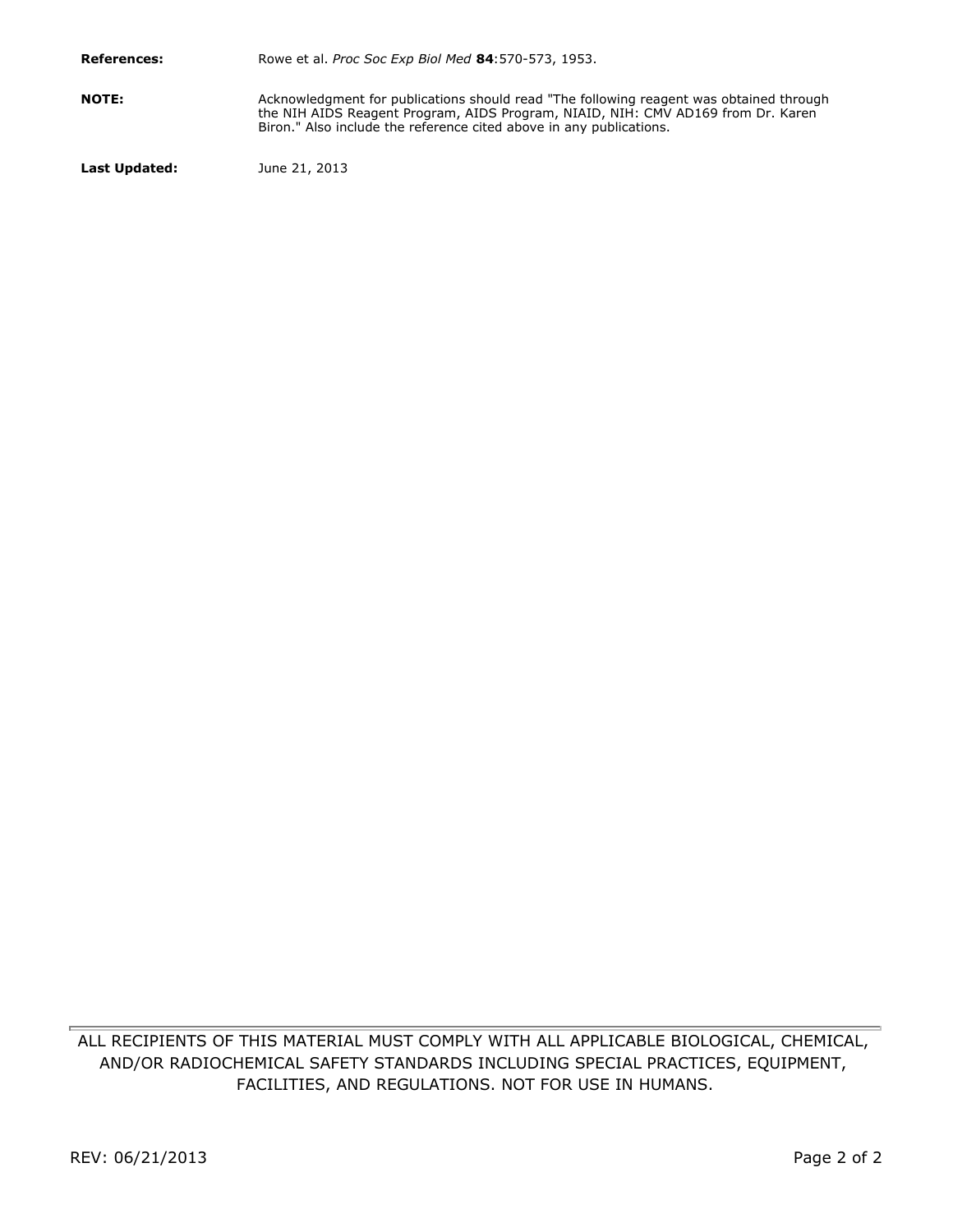**References:** Rowe et al. *Proc Soc Exp Biol Med* **84**:570-573, 1953.

**NOTE:** Acknowledgment for publications should read "The following reagent was obtained through the NIH AIDS Reagent Program, AIDS Program, NIAID, NIH: CMV AD169 from Dr. Karen Biron." Also include the reference cited above in any publications.

**Last Updated:** June 21, 2013

ALL RECIPIENTS OF THIS MATERIAL MUST COMPLY WITH ALL APPLICABLE BIOLOGICAL, CHEMICAL, AND/OR RADIOCHEMICAL SAFETY STANDARDS INCLUDING SPECIAL PRACTICES, EQUIPMENT, FACILITIES, AND REGULATIONS. NOT FOR USE IN HUMANS.